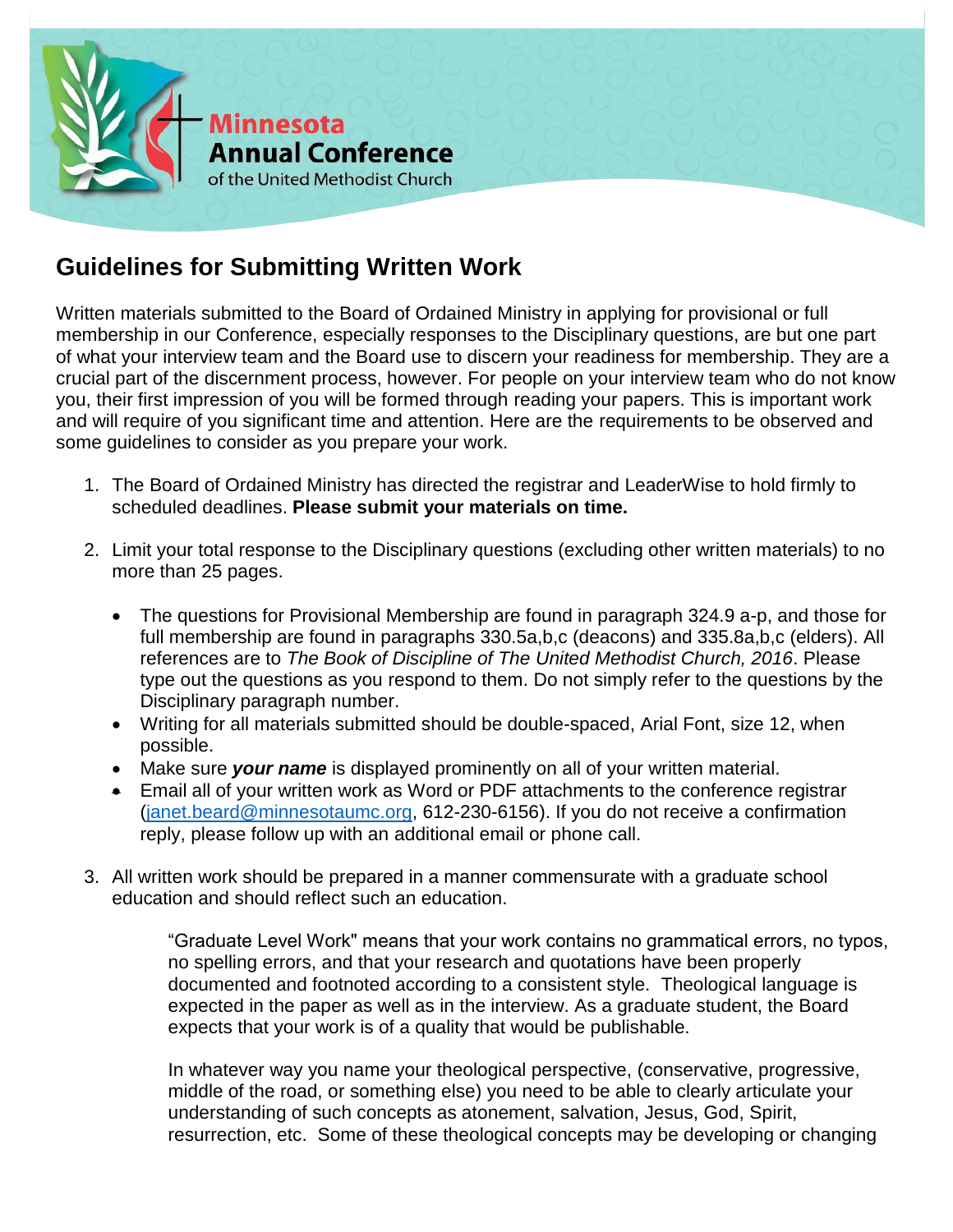Minnesota Annual Conference of the United Methodist Church

# Guidelines for Submitting Written Work

Written materials submitted to the Board of Ordained Ministry in applying for provisional or full membership in our Conference, especially responses to the Disciplinary questions, are but one part of what your interview team and the Board use to discern your readiness for membership. They are a crucial part of the discernment process, however. For people on your interview team who do not know you, their first impression of you will be formed through reading your papers. This is important work and will require of you significant time and attention. Here are the requirements to be observed and some guidelines to consider as you prepare your work.

1. The Board of Ordained Ministry has directed the registrar and LeaderWise to hold firmly to scheduled deadlines. **Please submit your materials on time.**

2. Limit your total response to the Disciplinary questions (excluding other written materials) to no more than 25 pages.

   - The questions for Provisional Membership are found in paragraph 324.9 a-p, and those for full membership are found in paragraphs 330.5a,b,c (deacons) and 335.8a,b,c (elders). All references are to *The Book of Discipline of The United Methodist Church, 2016*. Please type out the questions as you respond to them. Do not simply refer to the questions by the Disciplinary paragraph number.
   - Writing for all materials submitted should be double-spaced, Arial Font, size 12, when possible.
   - Make sure ***your name*** is displayed prominently on all of your written material.
   - Email all of your written work as Word or PDF attachments to the conference registrar ([janet.beard@minnesotaumc.org](mailto:janet.beard@minnesotaumc.org), 612-230-6156). If you do not receive a confirmation reply, please follow up with an additional email or phone call.

3. All written work should be prepared in a manner commensurate with a graduate school education and should reflect such an education.

   "Graduate Level Work" means that your work contains no grammatical errors, no typos, no spelling errors, and that your research and quotations have been properly documented and footnoted according to a consistent style. Theological language is expected in the paper as well as in the interview. As a graduate student, the Board expects that your work is of a quality that would be publishable.

   In whatever way you name your theological perspective, (conservative, progressive, middle of the road, or something else) you need to be able to clearly articulate your understanding of such concepts as atonement, salvation, Jesus, God, Spirit, resurrection, etc. Some of these theological concepts may be developing or changing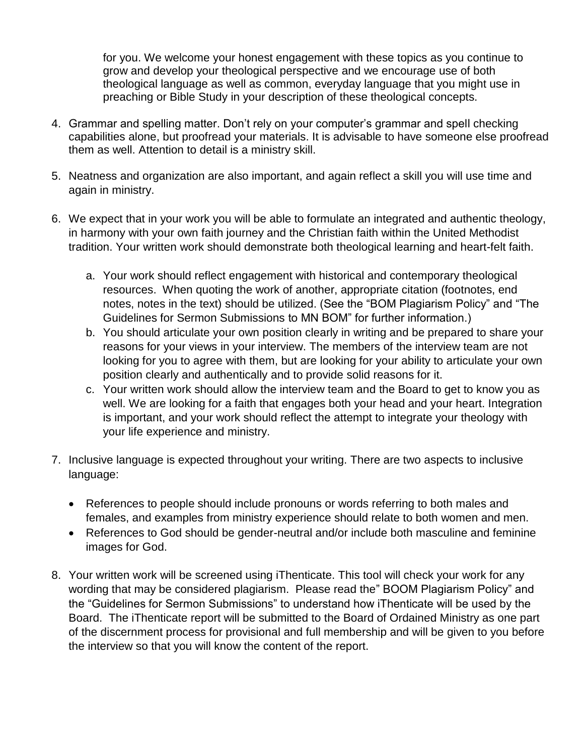for you. We welcome your honest engagement with these topics as you continue to grow and develop your theological perspective and we encourage use of both theological language as well as common, everyday language that you might use in preaching or Bible Study in your description of these theological concepts.

4. Grammar and spelling matter. Don't rely on your computer's grammar and spell checking capabilities alone, but proofread your materials. It is advisable to have someone else proofread them as well. Attention to detail is a ministry skill.

5. Neatness and organization are also important, and again reflect a skill you will use time and again in ministry.

6. We expect that in your work you will be able to formulate an integrated and authentic theology, in harmony with your own faith journey and the Christian faith within the United Methodist tradition. Your written work should demonstrate both theological learning and heart-felt faith.

   a. Your work should reflect engagement with historical and contemporary theological resources. When quoting the work of another, appropriate citation (footnotes, end notes, notes in the text) should be utilized. (See the "BOM Plagiarism Policy" and "The Guidelines for Sermon Submissions to MN BOM" for further information.)
   b. You should articulate your own position clearly in writing and be prepared to share your reasons for your views in your interview. The members of the interview team are not looking for you to agree with them, but are looking for your ability to articulate your own position clearly and authentically and to provide solid reasons for it.
   c. Your written work should allow the interview team and the Board to get to know you as well. We are looking for a faith that engages both your head and your heart. Integration is important, and your work should reflect the attempt to integrate your theology with your life experience and ministry.

7. Inclusive language is expected throughout your writing. There are two aspects to inclusive language:

   - References to people should include pronouns or words referring to both males and females, and examples from ministry experience should relate to both women and men.
   - References to God should be gender-neutral and/or include both masculine and feminine images for God.

8. Your written work will be screened using iThenticate. This tool will check your work for any wording that may be considered plagiarism. Please read the" BOOM Plagiarism Policy" and the "Guidelines for Sermon Submissions" to understand how iThenticate will be used by the Board. The iThenticate report will be submitted to the Board of Ordained Ministry as one part of the discernment process for provisional and full membership and will be given to you before the interview so that you will know the content of the report.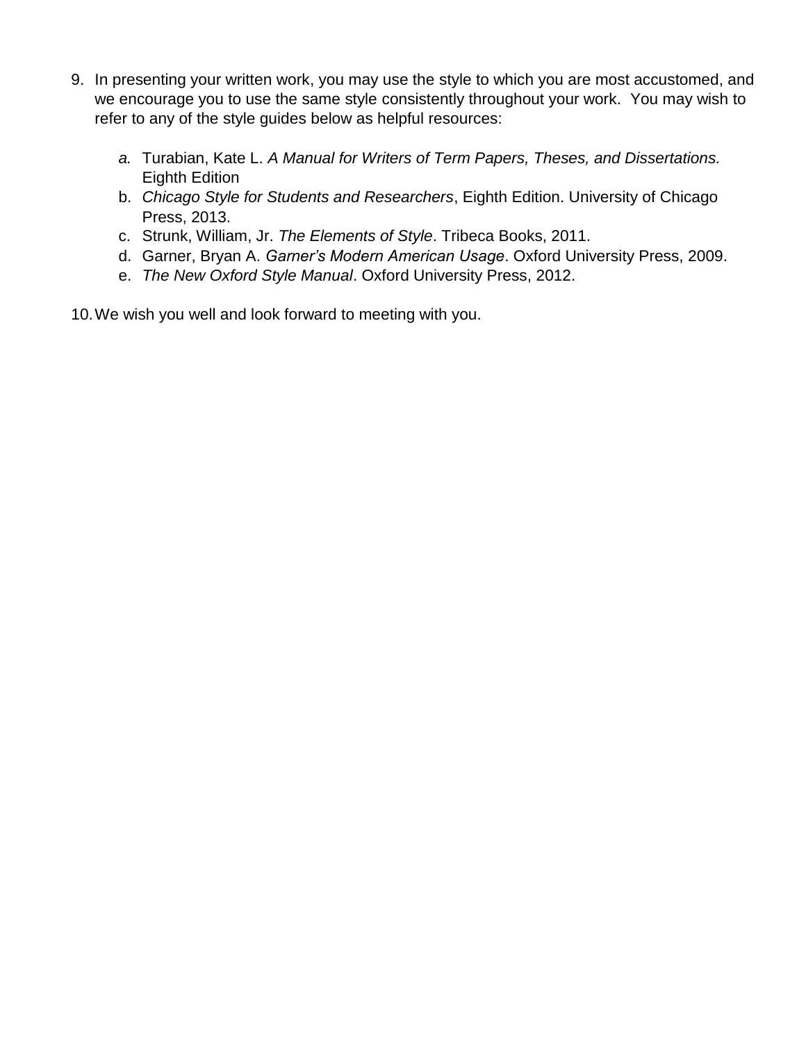9. In presenting your written work, you may use the style to which you are most accustomed, and we encourage you to use the same style consistently throughout your work. You may wish to refer to any of the style guides below as helpful resources:

    a. Turabian, Kate L. *A Manual for Writers of Term Papers, Theses, and Dissertations.* Eighth Edition
    b. *Chicago Style for Students and Researchers*, Eighth Edition. University of Chicago Press, 2013.
    c. Strunk, William, Jr. *The Elements of Style*. Tribeca Books, 2011.
    d. Garner, Bryan A. *Garner's Modern American Usage*. Oxford University Press, 2009.
    e. *The New Oxford Style Manual*. Oxford University Press, 2012.

10. We wish you well and look forward to meeting with you.